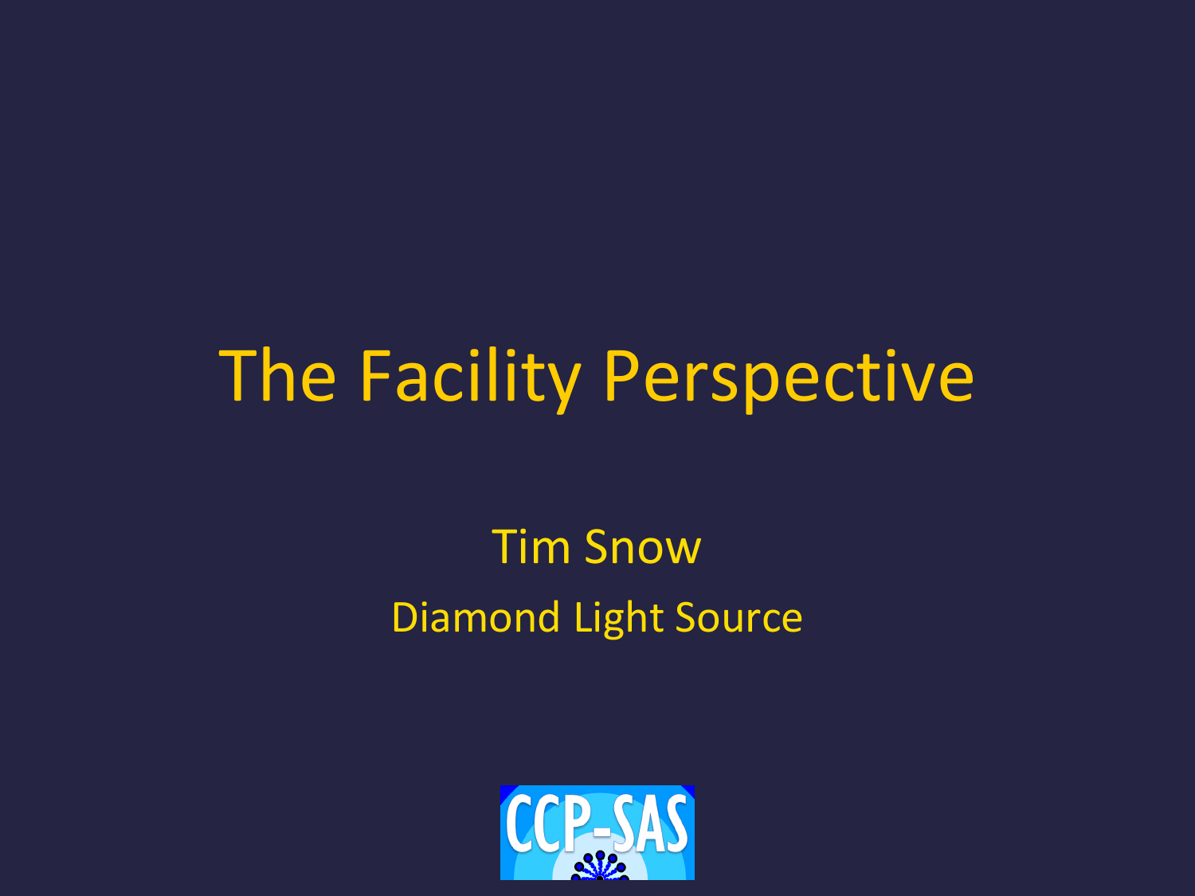# The Facility Perspective

Tim Snow

Diamond Light Source

CCP-SAS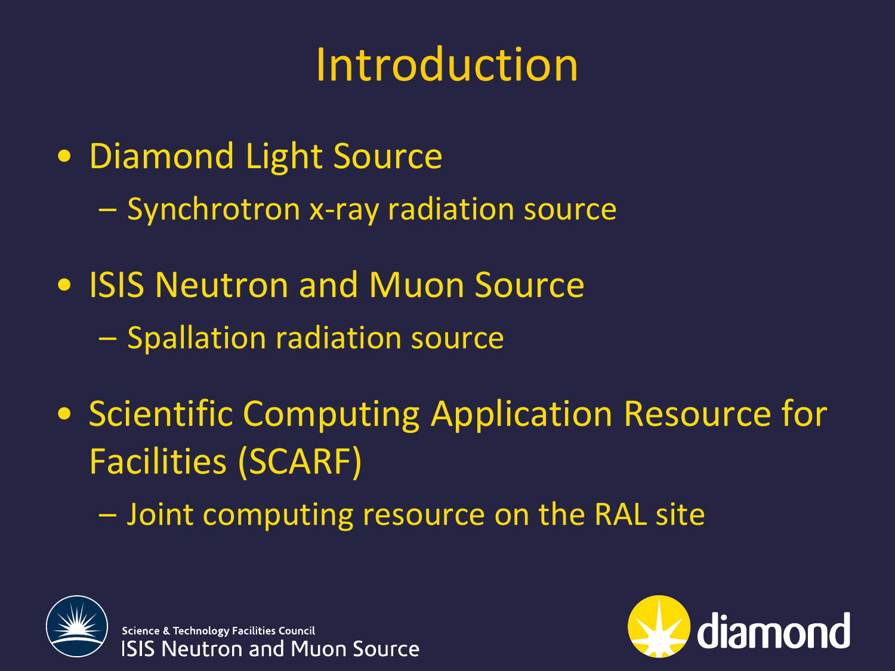# Introduction

- Diamond Light Source
  - Synchrotron x-ray radiation source
- ISIS Neutron and Muon Source
  - Spallation radiation source
- Scientific Computing Application Resource for Facilities (SCARF)
  - Joint computing resource on the RAL site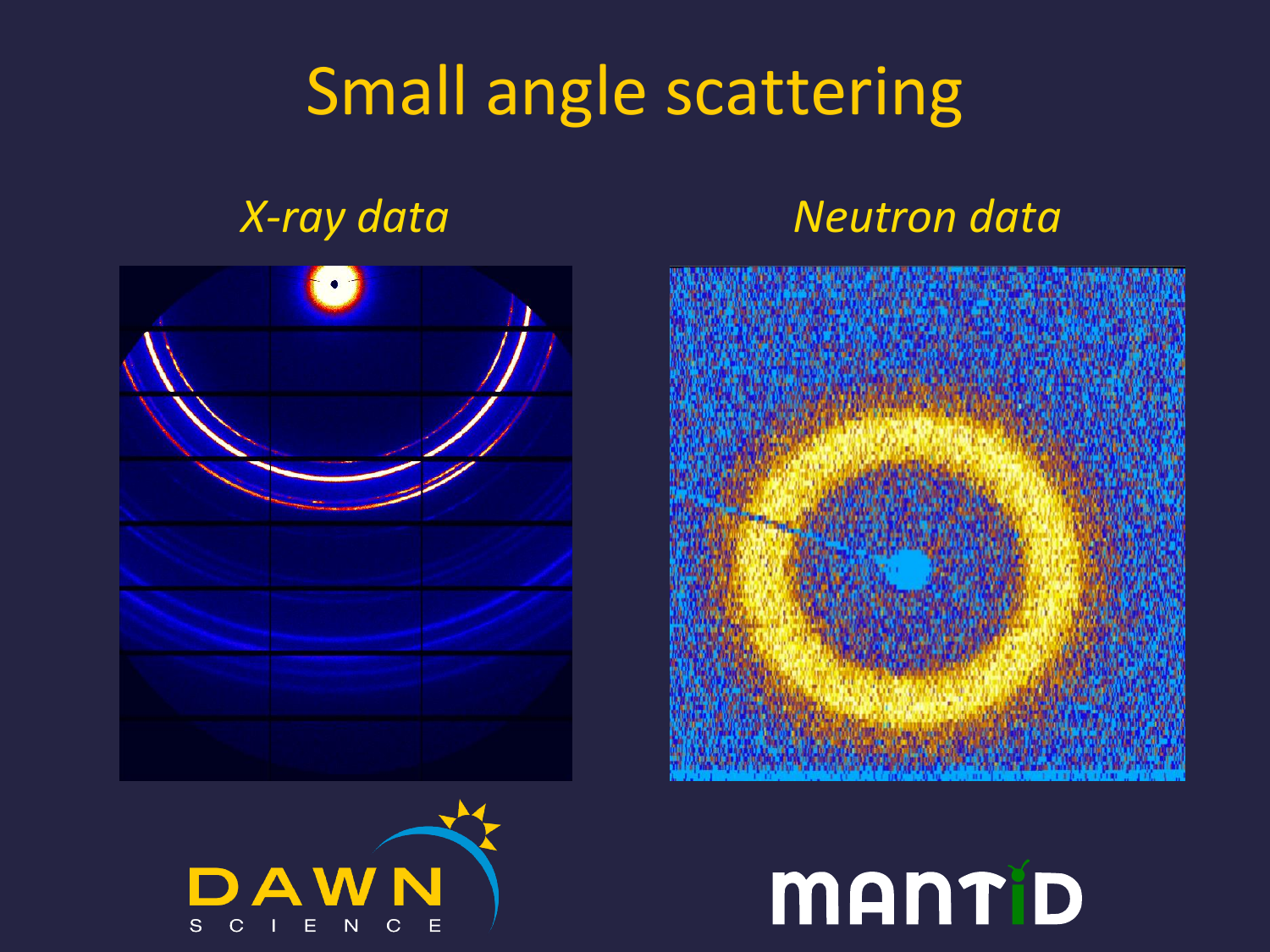# Small angle scattering

*X-ray data*

*Neutron data*

DAWN SCIENCE

MANTID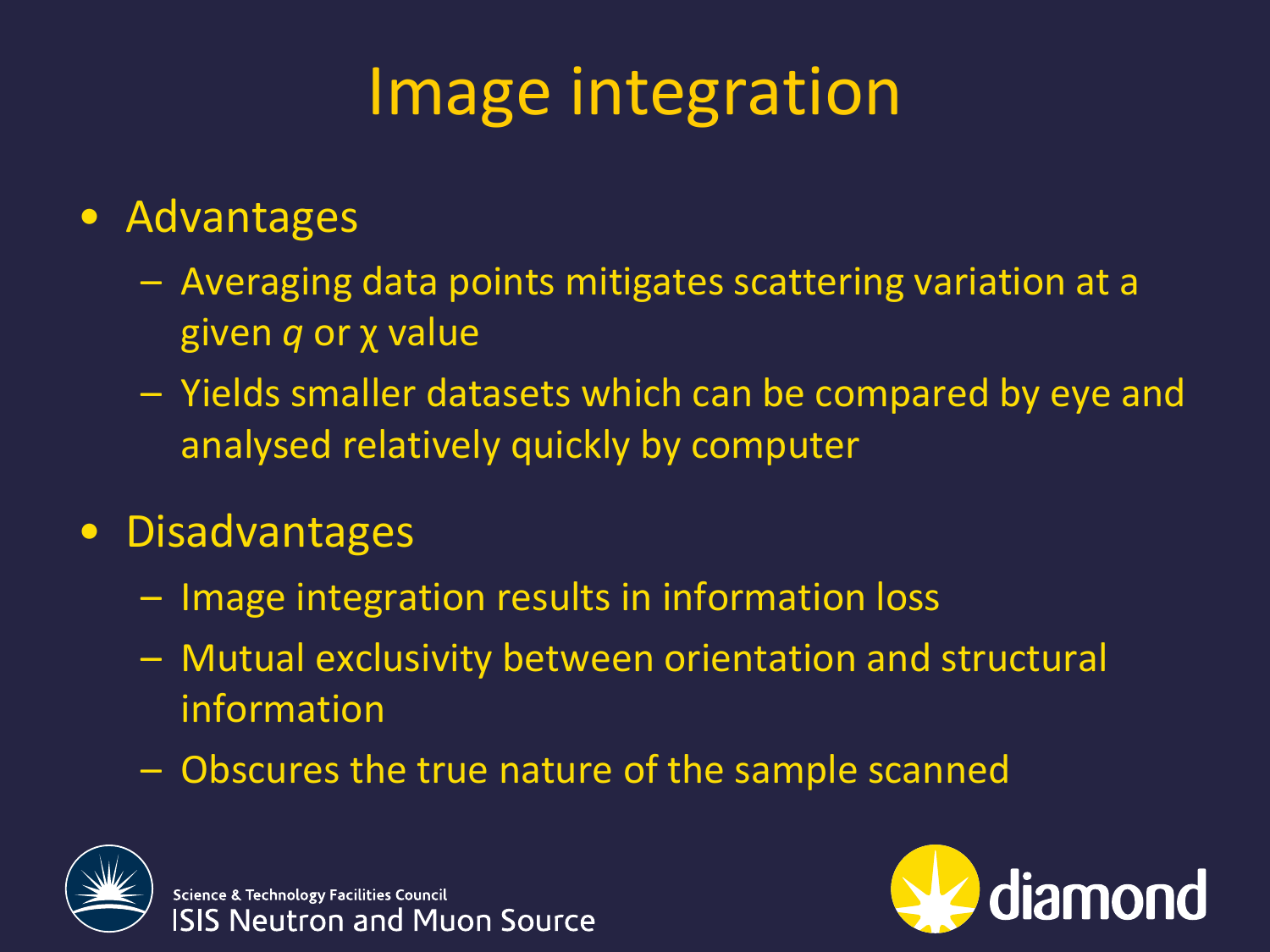# Image integration

- Advantages
  - Averaging data points mitigates scattering variation at a given $q$ or $\chi$ value
  - Yields smaller datasets which can be compared by eye and analysed relatively quickly by computer
- Disadvantages
  - Image integration results in information loss
  - Mutual exclusivity between orientation and structural information
  - Obscures the true nature of the sample scanned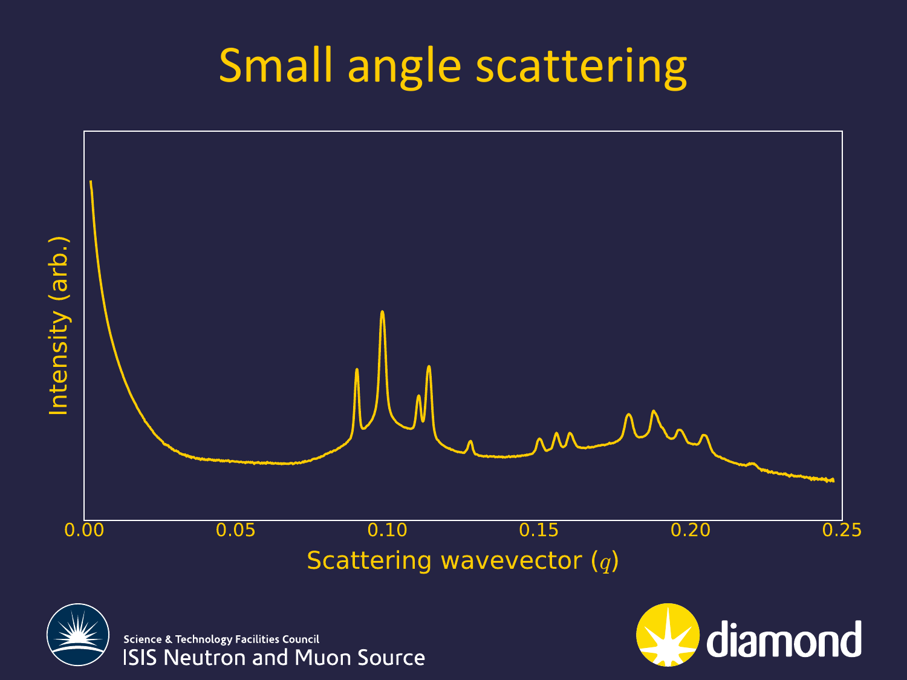# Small angle scattering

Intensity (arb.)

0.00 0.05 0.10 0.15 0.20 0.25

Scattering wavevector ($q$)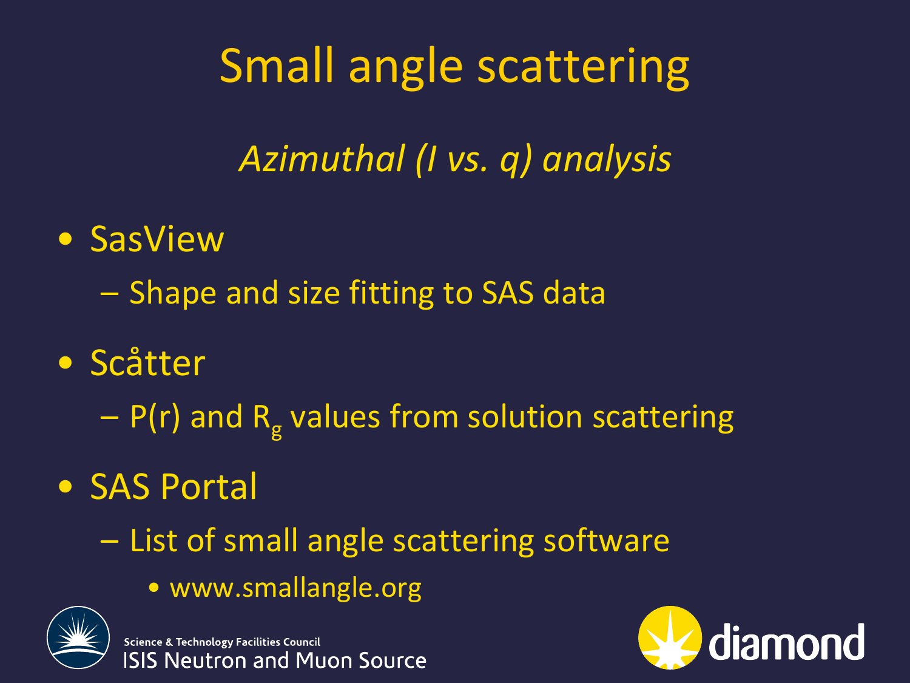# Small angle scattering

*Azimuthal (I vs. q) analysis*

- SasView
  - Shape and size fitting to SAS data
- Scåtter
  - P(r) and $R_g$ values from solution scattering
- SAS Portal
  - List of small angle scattering software
    - www.smallangle.org

Science & Technology Facilities Council
ISIS Neutron and Muon Source

diamond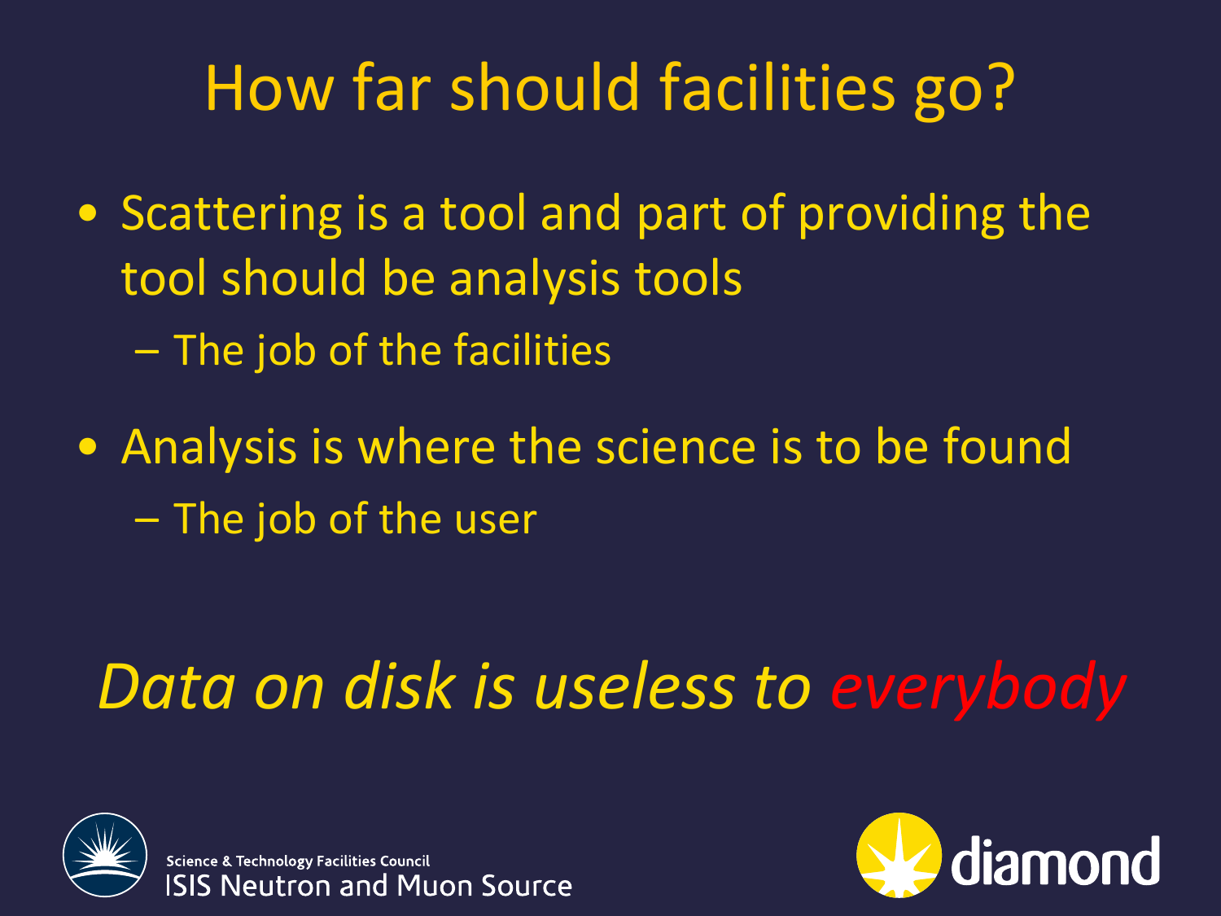# How far should facilities go?

- Scattering is a tool and part of providing the tool should be analysis tools
  - The job of the facilities
- Analysis is where the science is to be found
  - The job of the user

*Data on disk is useless to everybody*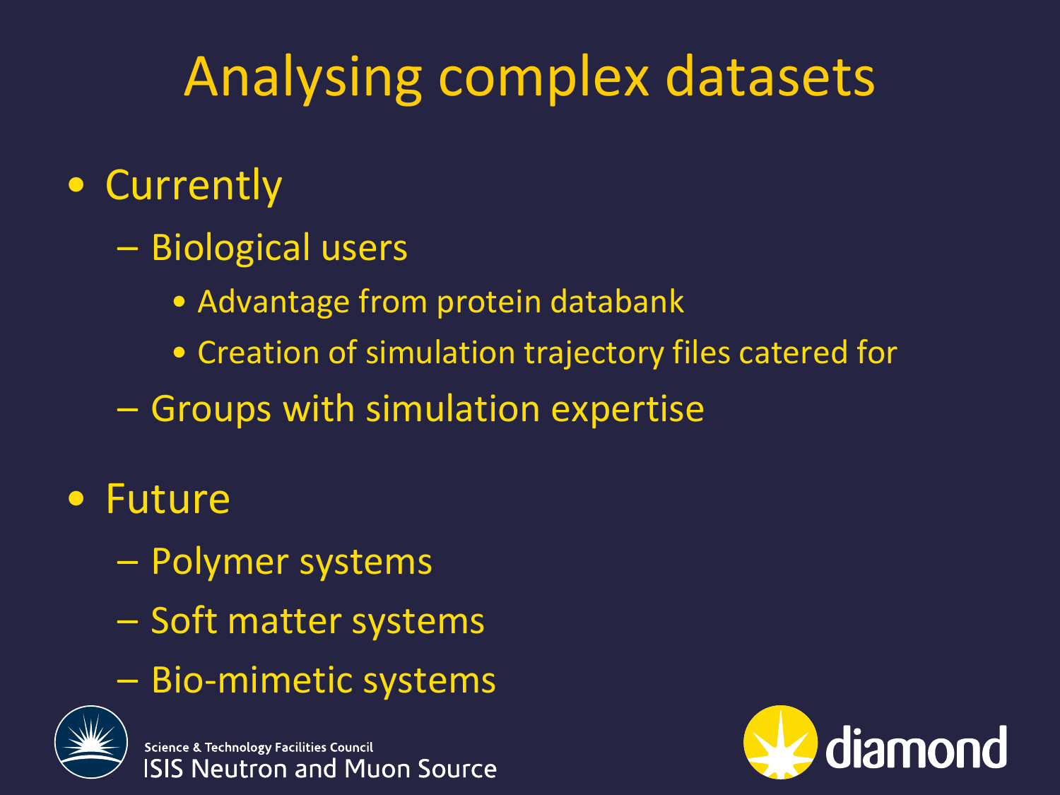# Analysing complex datasets

- Currently
  - Biological users
    - Advantage from protein databank
    - Creation of simulation trajectory files catered for
  - Groups with simulation expertise
- Future
  - Polymer systems
  - Soft matter systems
  - Bio-mimetic systems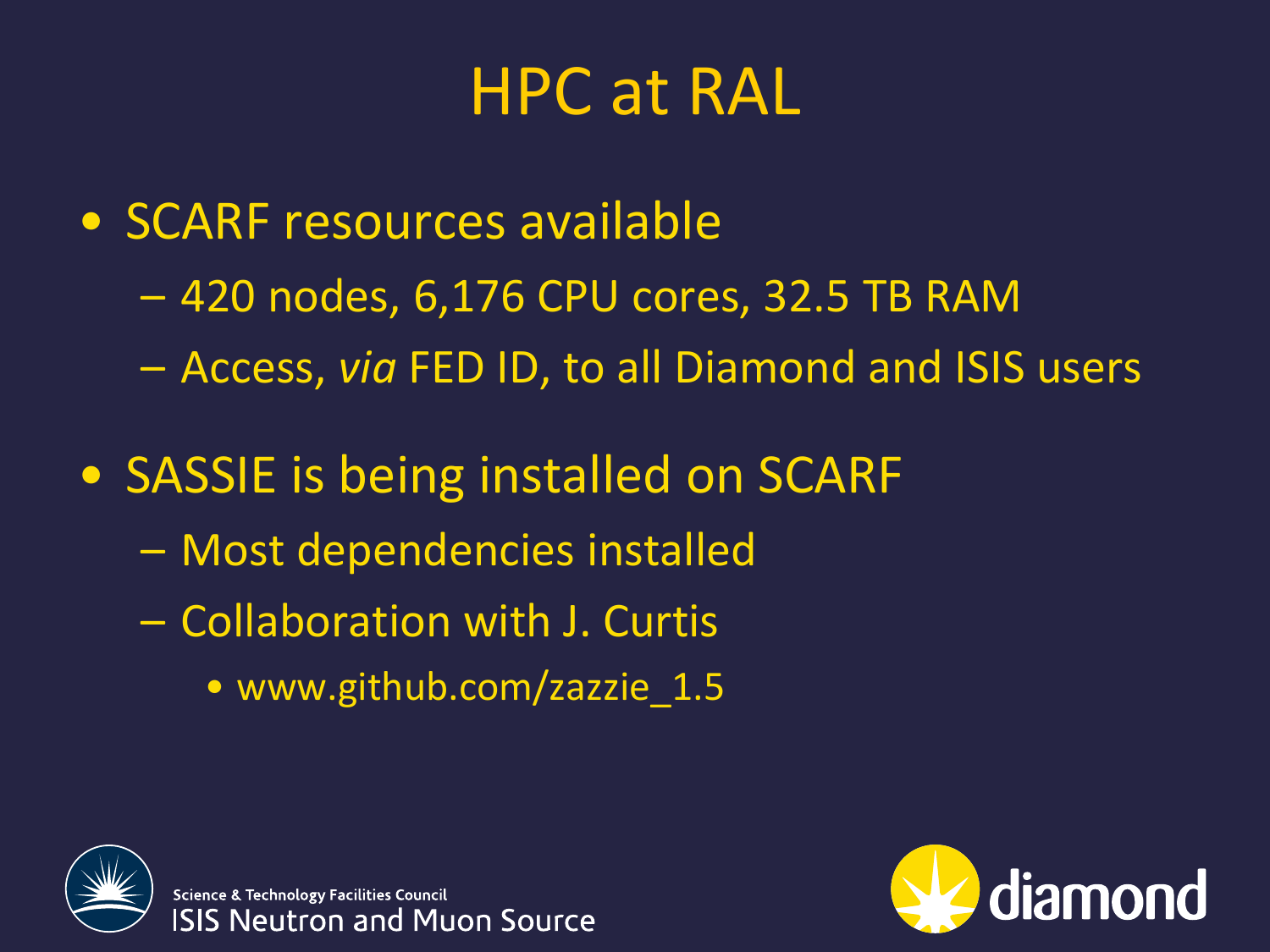# HPC at RAL

- SCARF resources available
  - 420 nodes, 6,176 CPU cores, 32.5 TB RAM
  - Access, *via* FED ID, to all Diamond and ISIS users
- SASSIE is being installed on SCARF
  - Most dependencies installed
  - Collaboration with J. Curtis
    - www.github.com/zazzie_1.5

Science & Technology Facilities Council
ISIS Neutron and Muon Source

diamond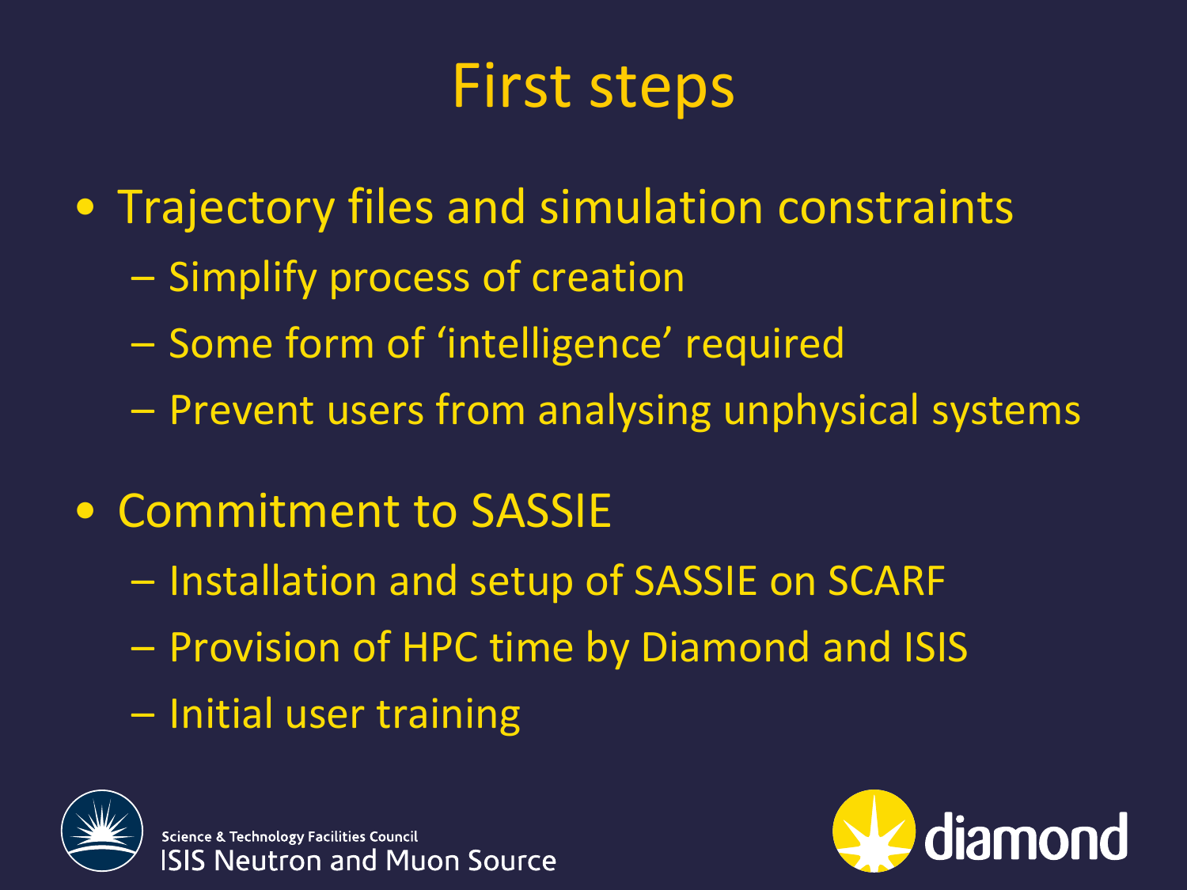# First steps

- Trajectory files and simulation constraints
  - Simplify process of creation
  - Some form of 'intelligence' required
  - Prevent users from analysing unphysical systems
- Commitment to SASSIE
  - Installation and setup of SASSIE on SCARF
  - Provision of HPC time by Diamond and ISIS
  - Initial user training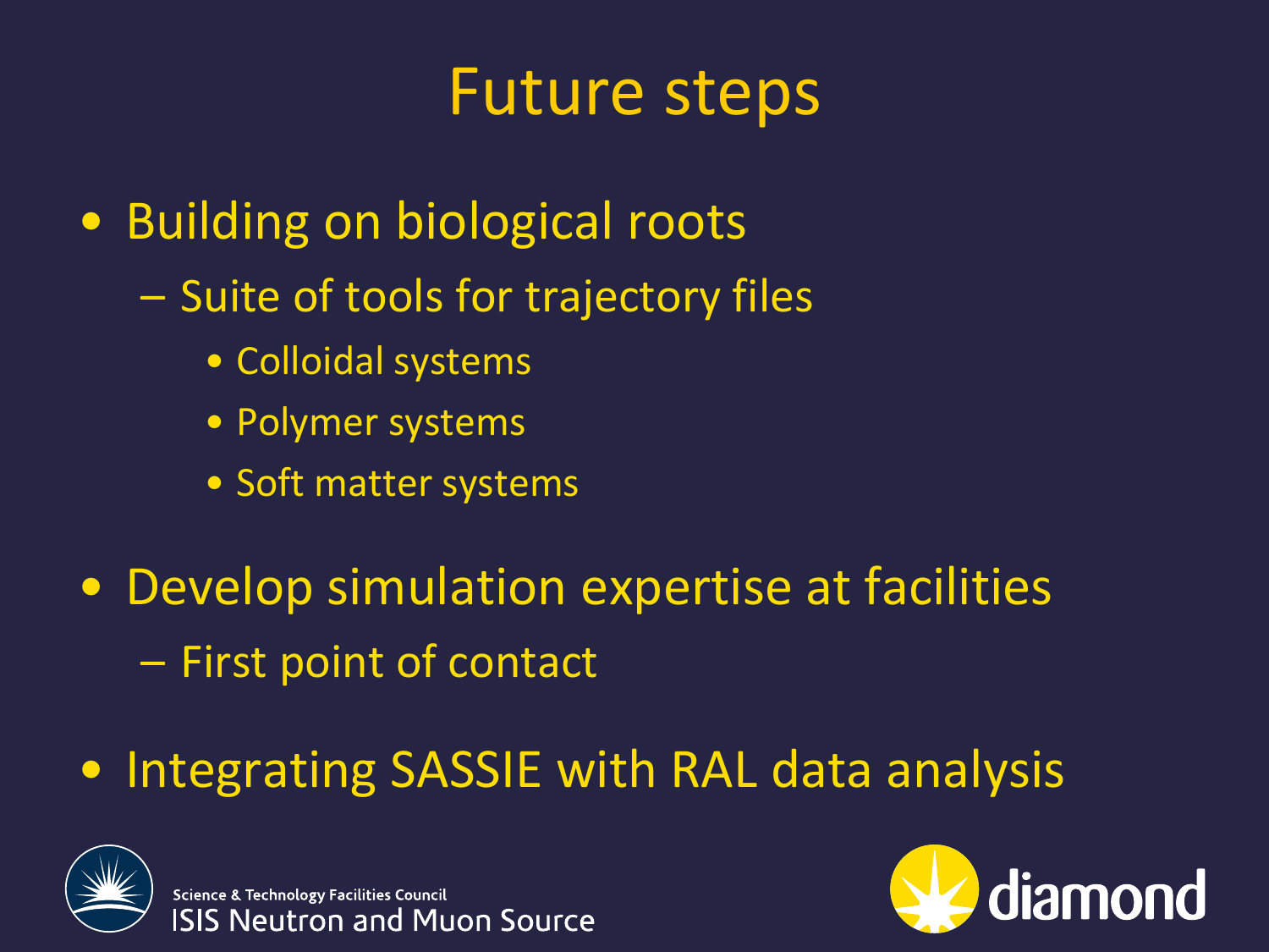# Future steps

- Building on biological roots
  - Suite of tools for trajectory files
    - Colloidal systems
    - Polymer systems
    - Soft matter systems
- Develop simulation expertise at facilities
  - First point of contact
- Integrating SASSIE with RAL data analysis

Science & Technology Facilities Council
ISIS Neutron and Muon Source

diamond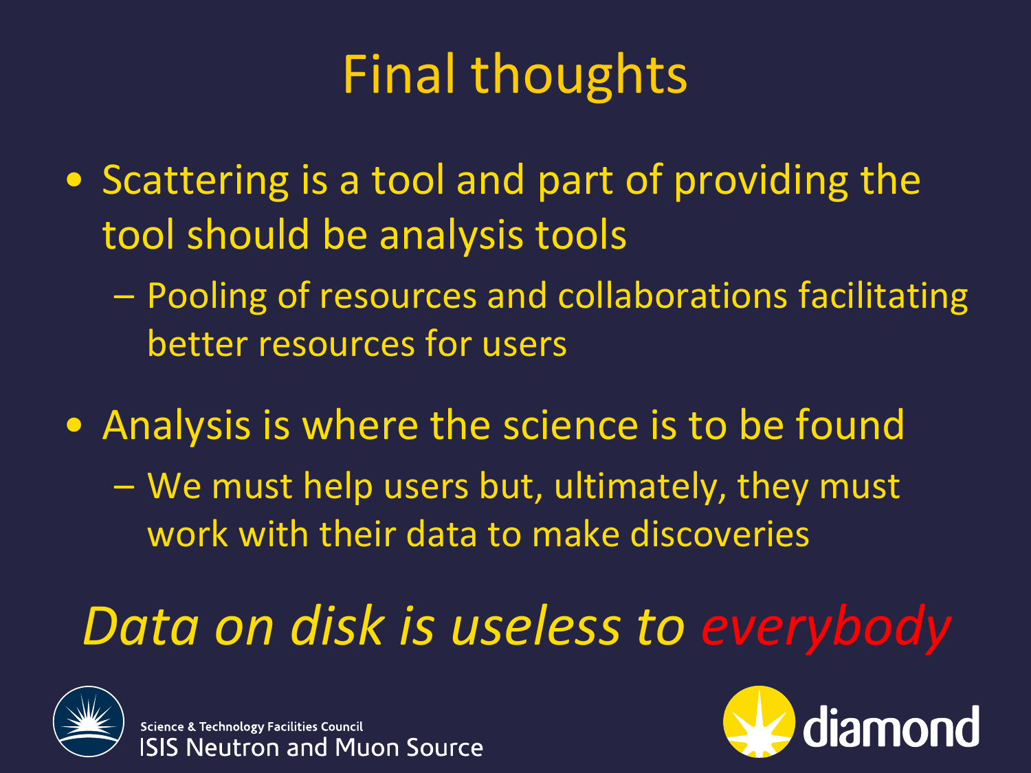# Final thoughts

- Scattering is a tool and part of providing the tool should be analysis tools
  - Pooling of resources and collaborations facilitating better resources for users
- Analysis is where the science is to be found
  - We must help users but, ultimately, they must work with their data to make discoveries

*Data on disk is useless to everybody*

Science & Technology Facilities Council
ISIS Neutron and Muon Source

diamond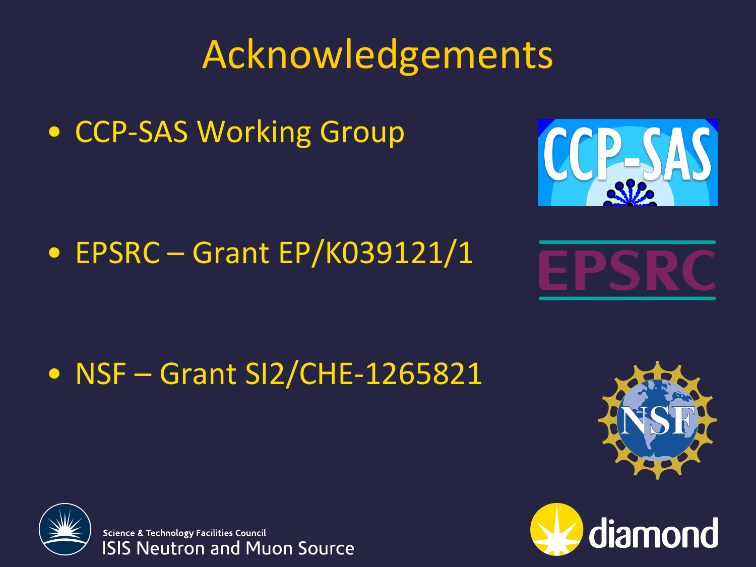# Acknowledgements

- CCP-SAS Working Group
- EPSRC – Grant EP/K039121/1
- NSF – Grant SI2/CHE-1265821

Science & Technology Facilities Council
ISIS Neutron and Muon Source

diamond